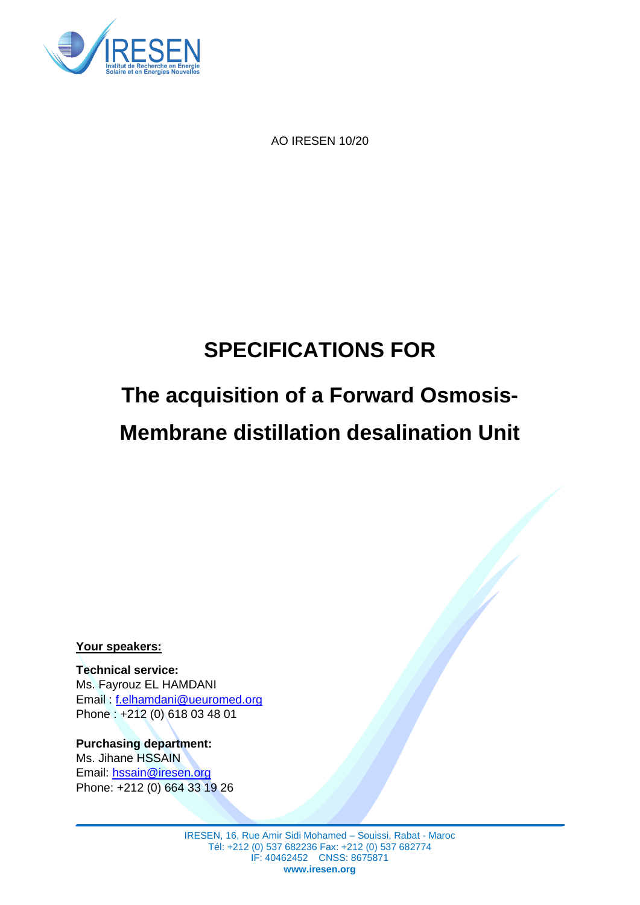AO IRESEN 10/20

# SPECIFICATIONS FOR

# The acquisition of a Forward Osmosis-Membrane distillation desalination Unit

**Your speakers:**

**Technical service:**
Ms. Fayrouz EL HAMDANI
Email : f.elhamdani@ueuromed.org
Phone : +212 (0) 618 03 48 01

**Purchasing department:**
Ms. Jihane HSSAIN
Email: hssain@iresen.org
Phone: +212 (0) 664 33 19 26

IRESEN, 16, Rue Amir Sidi Mohamed – Souissi, Rabat - Maroc
Tél: +212 (0) 537 682236 Fax: +212 (0) 537 682774
IF: 40462452 CNSS: 8675871
**www.iresen.org**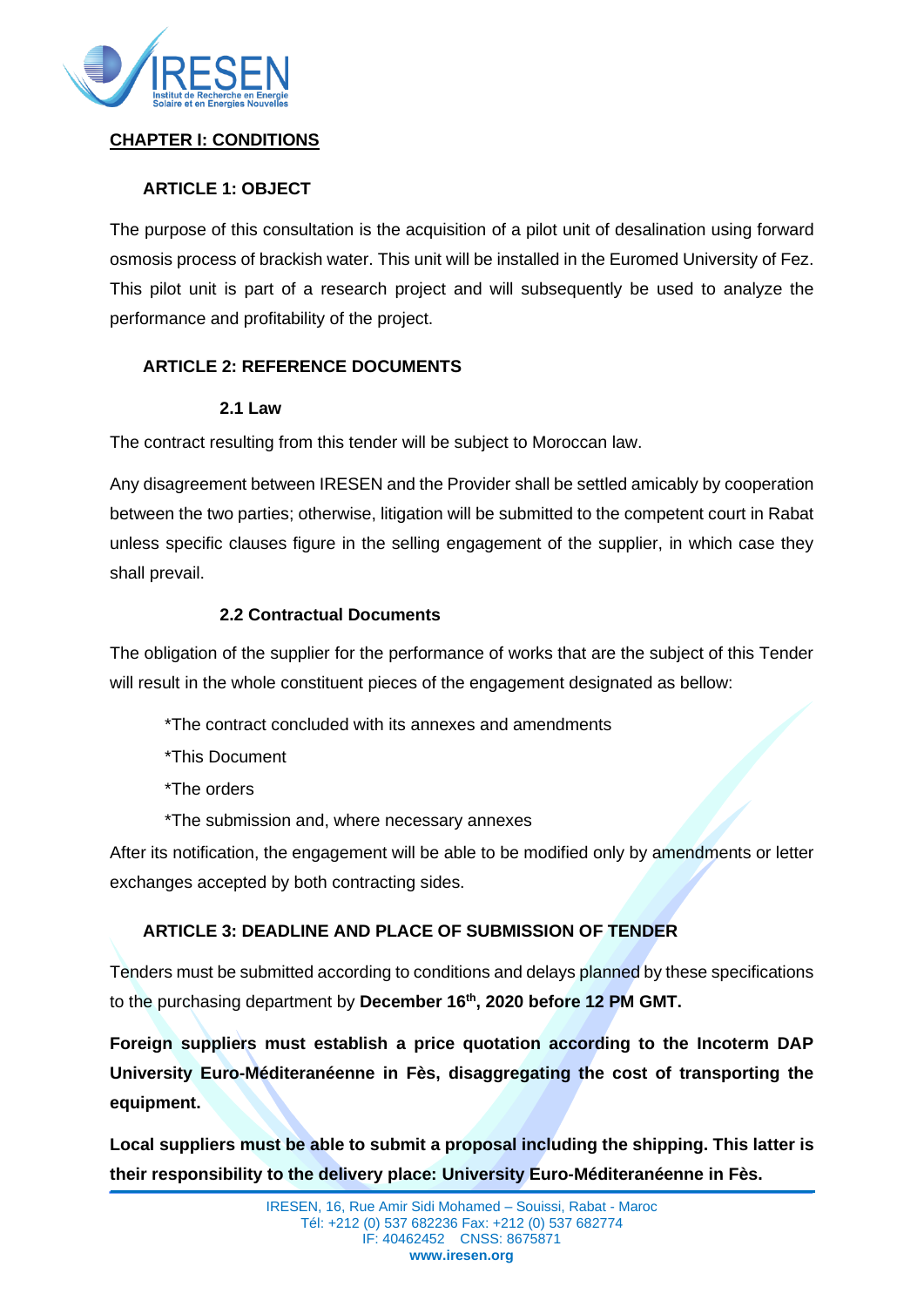## CHAPTER I: CONDITIONS

### ARTICLE 1: OBJECT

The purpose of this consultation is the acquisition of a pilot unit of desalination using forward osmosis process of brackish water. This unit will be installed in the Euromed University of Fez. This pilot unit is part of a research project and will subsequently be used to analyze the performance and profitability of the project.

### ARTICLE 2: REFERENCE DOCUMENTS

#### 2.1 Law

The contract resulting from this tender will be subject to Moroccan law.

Any disagreement between IRESEN and the Provider shall be settled amicably by cooperation between the two parties; otherwise, litigation will be submitted to the competent court in Rabat unless specific clauses figure in the selling engagement of the supplier, in which case they shall prevail.

#### 2.2 Contractual Documents

The obligation of the supplier for the performance of works that are the subject of this Tender will result in the whole constituent pieces of the engagement designated as bellow:

*The contract concluded with its annexes and amendments

*This Document

*The orders

*The submission and, where necessary annexes

After its notification, the engagement will be able to be modified only by amendments or letter exchanges accepted by both contracting sides.

### ARTICLE 3: DEADLINE AND PLACE OF SUBMISSION OF TENDER

Tenders must be submitted according to conditions and delays planned by these specifications to the purchasing department by **December 16th, 2020 before 12 PM GMT.**

**Foreign suppliers must establish a price quotation according to the Incoterm DAP University Euro-Méditeranéenne in Fès, disaggregating the cost of transporting the equipment.**

**Local suppliers must be able to submit a proposal including the shipping. This latter is their responsibility to the delivery place: University Euro-Méditeranéenne in Fès.**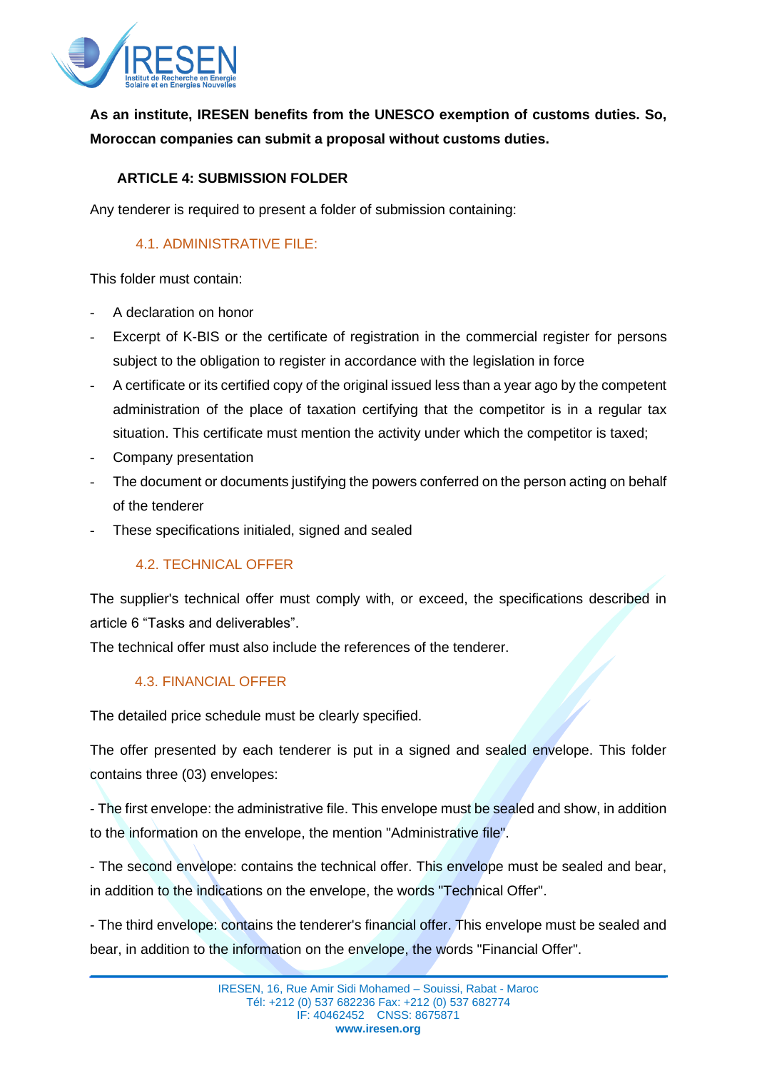**As an institute, IRESEN benefits from the UNESCO exemption of customs duties. So, Moroccan companies can submit a proposal without customs duties.**

## ARTICLE 4: SUBMISSION FOLDER

Any tenderer is required to present a folder of submission containing:

### 4.1. ADMINISTRATIVE FILE:

This folder must contain:

- A declaration on honor
- Excerpt of K-BIS or the certificate of registration in the commercial register for persons subject to the obligation to register in accordance with the legislation in force
- A certificate or its certified copy of the original issued less than a year ago by the competent administration of the place of taxation certifying that the competitor is in a regular tax situation. This certificate must mention the activity under which the competitor is taxed;
- Company presentation
- The document or documents justifying the powers conferred on the person acting on behalf of the tenderer
- These specifications initialed, signed and sealed

### 4.2. TECHNICAL OFFER

The supplier's technical offer must comply with, or exceed, the specifications described in article 6 “Tasks and deliverables”.

The technical offer must also include the references of the tenderer.

### 4.3. FINANCIAL OFFER

The detailed price schedule must be clearly specified.

The offer presented by each tenderer is put in a signed and sealed envelope. This folder contains three (03) envelopes:

- The first envelope: the administrative file. This envelope must be sealed and show, in addition to the information on the envelope, the mention "Administrative file".

- The second envelope: contains the technical offer. This envelope must be sealed and bear, in addition to the indications on the envelope, the words "Technical Offer".

- The third envelope: contains the tenderer's financial offer. This envelope must be sealed and bear, in addition to the information on the envelope, the words "Financial Offer".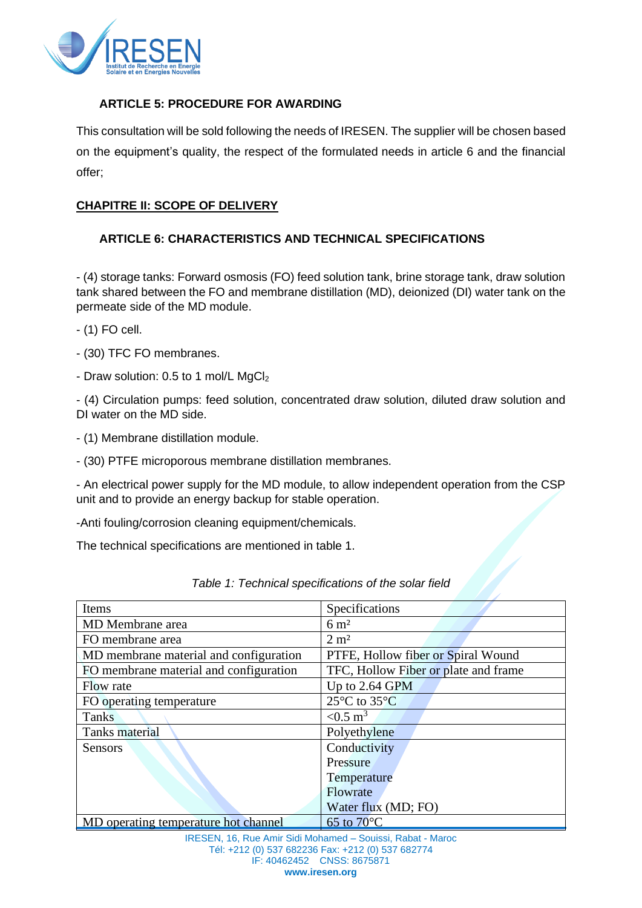### ARTICLE 5: PROCEDURE FOR AWARDING

This consultation will be sold following the needs of IRESEN. The supplier will be chosen based on the equipment's quality, the respect of the formulated needs in article 6 and the financial offer;

## CHAPITRE II: SCOPE OF DELIVERY

### ARTICLE 6: CHARACTERISTICS AND TECHNICAL SPECIFICATIONS

- (4) storage tanks: Forward osmosis (FO) feed solution tank, brine storage tank, draw solution tank shared between the FO and membrane distillation (MD), deionized (DI) water tank on the permeate side of the MD module.

- (1) FO cell.

- (30) TFC FO membranes.

- Draw solution: 0.5 to 1 mol/L $MgCl_2$

- (4) Circulation pumps: feed solution, concentrated draw solution, diluted draw solution and DI water on the MD side.

- (1) Membrane distillation module.

- (30) PTFE microporous membrane distillation membranes.

- An electrical power supply for the MD module, to allow independent operation from the CSP unit and to provide an energy backup for stable operation.

-Anti fouling/corrosion cleaning equipment/chemicals.

The technical specifications are mentioned in table 1.

*Table 1: Technical specifications of the solar field*

| Items | Specifications |
| --- | --- |
| MD Membrane area | 6 m² |
| FO membrane area | 2 m² |
| MD membrane material and configuration | PTFE, Hollow fiber or Spiral Wound |
| FO membrane material and configuration | TFC, Hollow Fiber or plate and frame |
| Flow rate | Up to 2.64 GPM |
| FO operating temperature | 25°C to 35°C |
| Tanks | <0.5 $m^3$ |
| Tanks material | Polyethylene |
| Sensors | Conductivity<br>Pressure<br>Temperature<br>Flowrate<br>Water flux (MD; FO) |
| MD operating temperature hot channel | 65 to 70°C |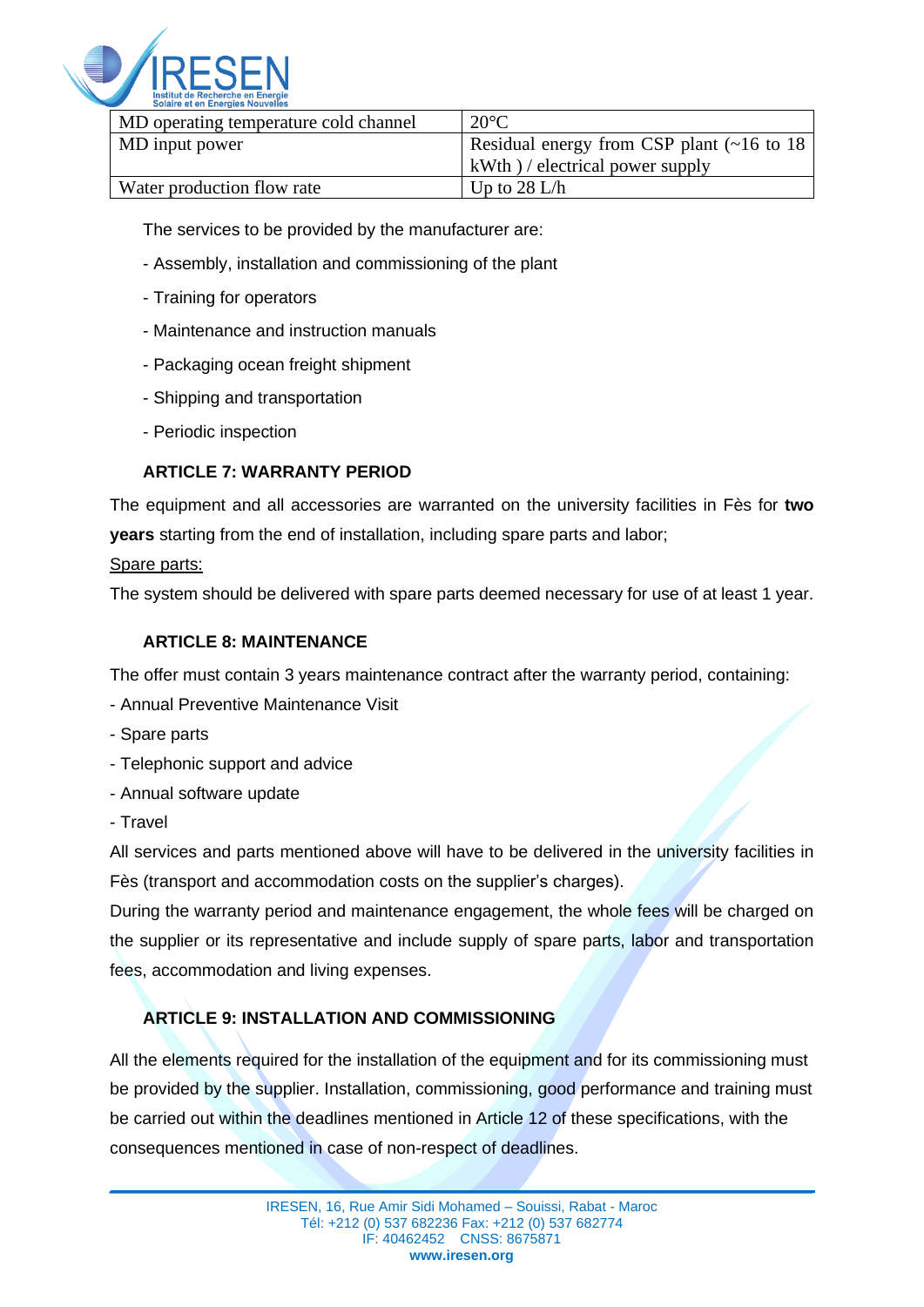| MD operating temperature cold channel | 20°C |
|---|---|
| MD input power | Residual energy from CSP plant (~16 to 18 kWth ) / electrical power supply |
| Water production flow rate | Up to 28 L/h |

The services to be provided by the manufacturer are:

- Assembly, installation and commissioning of the plant
- Training for operators
- Maintenance and instruction manuals
- Packaging ocean freight shipment
- Shipping and transportation
- Periodic inspection

### ARTICLE 7: WARRANTY PERIOD

The equipment and all accessories are warranted on the university facilities in Fès for **two years** starting from the end of installation, including spare parts and labor;

Spare parts:

The system should be delivered with spare parts deemed necessary for use of at least 1 year.

### ARTICLE 8: MAINTENANCE

The offer must contain 3 years maintenance contract after the warranty period, containing:

- Annual Preventive Maintenance Visit
- Spare parts
- Telephonic support and advice
- Annual software update
- Travel

All services and parts mentioned above will have to be delivered in the university facilities in Fès (transport and accommodation costs on the supplier's charges).

During the warranty period and maintenance engagement, the whole fees will be charged on the supplier or its representative and include supply of spare parts, labor and transportation fees, accommodation and living expenses.

### ARTICLE 9: INSTALLATION AND COMMISSIONING

All the elements required for the installation of the equipment and for its commissioning must be provided by the supplier. Installation, commissioning, good performance and training must be carried out within the deadlines mentioned in Article 12 of these specifications, with the consequences mentioned in case of non-respect of deadlines.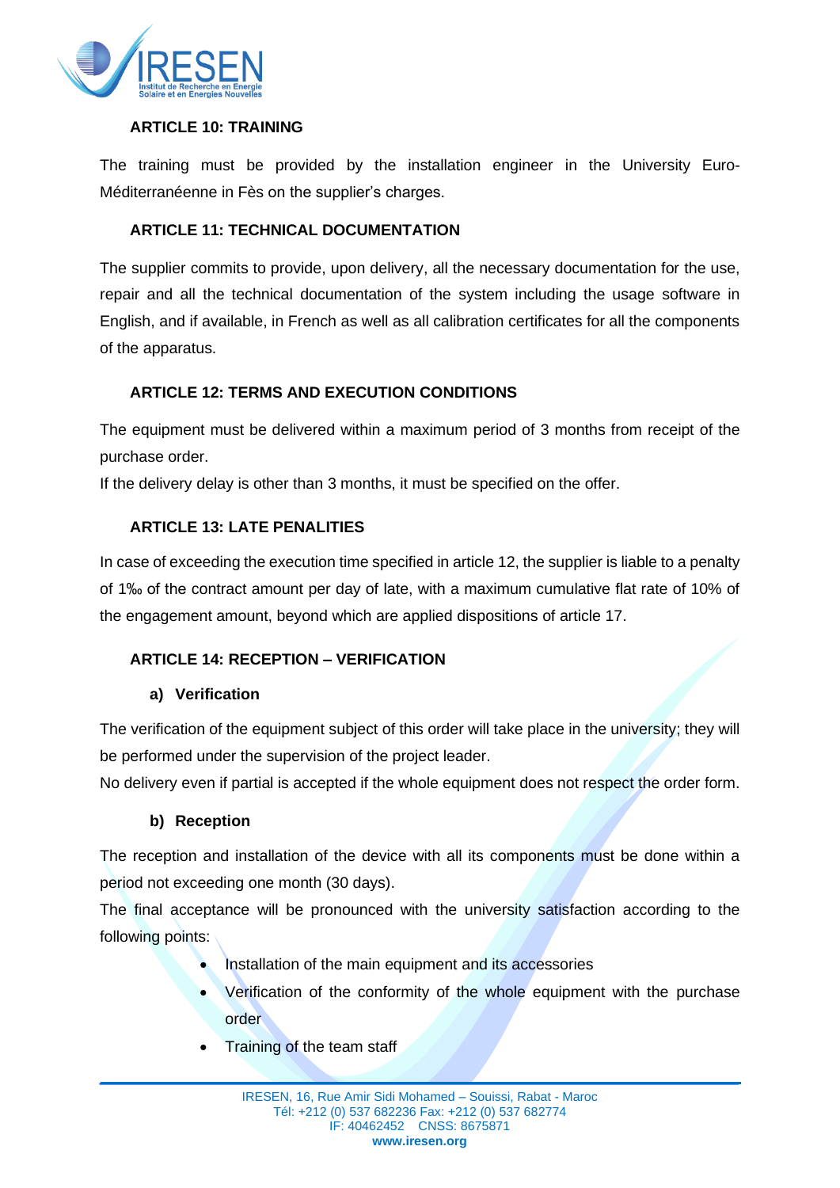### ARTICLE 10: TRAINING

The training must be provided by the installation engineer in the University Euro-Méditerranéenne in Fès on the supplier's charges.

### ARTICLE 11: TECHNICAL DOCUMENTATION

The supplier commits to provide, upon delivery, all the necessary documentation for the use, repair and all the technical documentation of the system including the usage software in English, and if available, in French as well as all calibration certificates for all the components of the apparatus.

### ARTICLE 12: TERMS AND EXECUTION CONDITIONS

The equipment must be delivered within a maximum period of 3 months from receipt of the purchase order.

If the delivery delay is other than 3 months, it must be specified on the offer.

### ARTICLE 13: LATE PENALITIES

In case of exceeding the execution time specified in article 12, the supplier is liable to a penalty of 1‰ of the contract amount per day of late, with a maximum cumulative flat rate of 10% of the engagement amount, beyond which are applied dispositions of article 17.

### ARTICLE 14: RECEPTION – VERIFICATION

#### a) Verification

The verification of the equipment subject of this order will take place in the university; they will be performed under the supervision of the project leader.

No delivery even if partial is accepted if the whole equipment does not respect the order form.

#### b) Reception

The reception and installation of the device with all its components must be done within a period not exceeding one month (30 days).

The final acceptance will be pronounced with the university satisfaction according to the following points:

- Installation of the main equipment and its accessories
- Verification of the conformity of the whole equipment with the purchase order
- Training of the team staff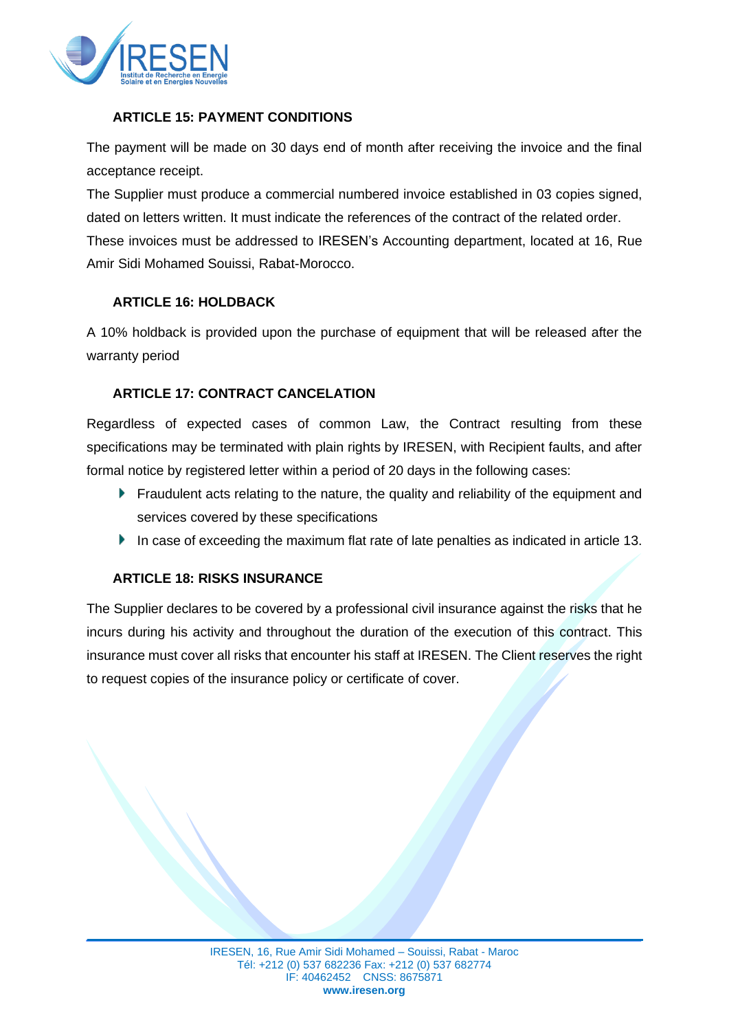### ARTICLE 15: PAYMENT CONDITIONS

The payment will be made on 30 days end of month after receiving the invoice and the final acceptance receipt.

The Supplier must produce a commercial numbered invoice established in 03 copies signed, dated on letters written. It must indicate the references of the contract of the related order.

These invoices must be addressed to IRESEN's Accounting department, located at 16, Rue Amir Sidi Mohamed Souissi, Rabat-Morocco.

### ARTICLE 16: HOLDBACK

A 10% holdback is provided upon the purchase of equipment that will be released after the warranty period

### ARTICLE 17: CONTRACT CANCELATION

Regardless of expected cases of common Law, the Contract resulting from these specifications may be terminated with plain rights by IRESEN, with Recipient faults, and after formal notice by registered letter within a period of 20 days in the following cases:

- Fraudulent acts relating to the nature, the quality and reliability of the equipment and services covered by these specifications
- In case of exceeding the maximum flat rate of late penalties as indicated in article 13.

### ARTICLE 18: RISKS INSURANCE

The Supplier declares to be covered by a professional civil insurance against the risks that he incurs during his activity and throughout the duration of the execution of this contract. This insurance must cover all risks that encounter his staff at IRESEN. The Client reserves the right to request copies of the insurance policy or certificate of cover.